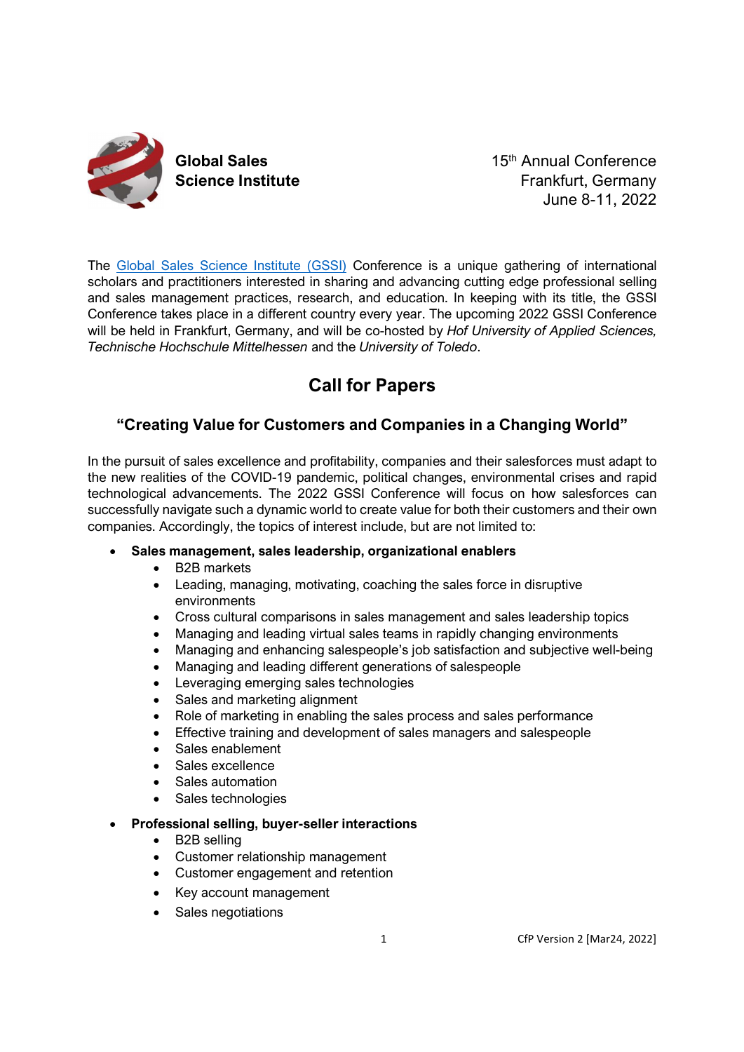**Global Sales Science Institute**

15th Annual Conference
Frankfurt, Germany
June 8-11, 2022

The Global Sales Science Institute (GSSI) Conference is a unique gathering of international scholars and practitioners interested in sharing and advancing cutting edge professional selling and sales management practices, research, and education. In keeping with its title, the GSSI Conference takes place in a different country every year. The upcoming 2022 GSSI Conference will be held in Frankfurt, Germany, and will be co-hosted by *Hof University of Applied Sciences, Technische Hochschule Mittelhessen* and the *University of Toledo*.

# Call for Papers

## "Creating Value for Customers and Companies in a Changing World"

In the pursuit of sales excellence and profitability, companies and their salesforces must adapt to the new realities of the COVID-19 pandemic, political changes, environmental crises and rapid technological advancements. The 2022 GSSI Conference will focus on how salesforces can successfully navigate such a dynamic world to create value for both their customers and their own companies. Accordingly, the topics of interest include, but are not limited to:

- **Sales management, sales leadership, organizational enablers**
    - B2B markets
    - Leading, managing, motivating, coaching the sales force in disruptive environments
    - Cross cultural comparisons in sales management and sales leadership topics
    - Managing and leading virtual sales teams in rapidly changing environments
    - Managing and enhancing salespeople's job satisfaction and subjective well-being
    - Managing and leading different generations of salespeople
    - Leveraging emerging sales technologies
    - Sales and marketing alignment
    - Role of marketing in enabling the sales process and sales performance
    - Effective training and development of sales managers and salespeople
    - Sales enablement
    - Sales excellence
    - Sales automation
    - Sales technologies
- **Professional selling, buyer-seller interactions**
    - B2B selling
    - Customer relationship management
    - Customer engagement and retention
    - Key account management
    - Sales negotiations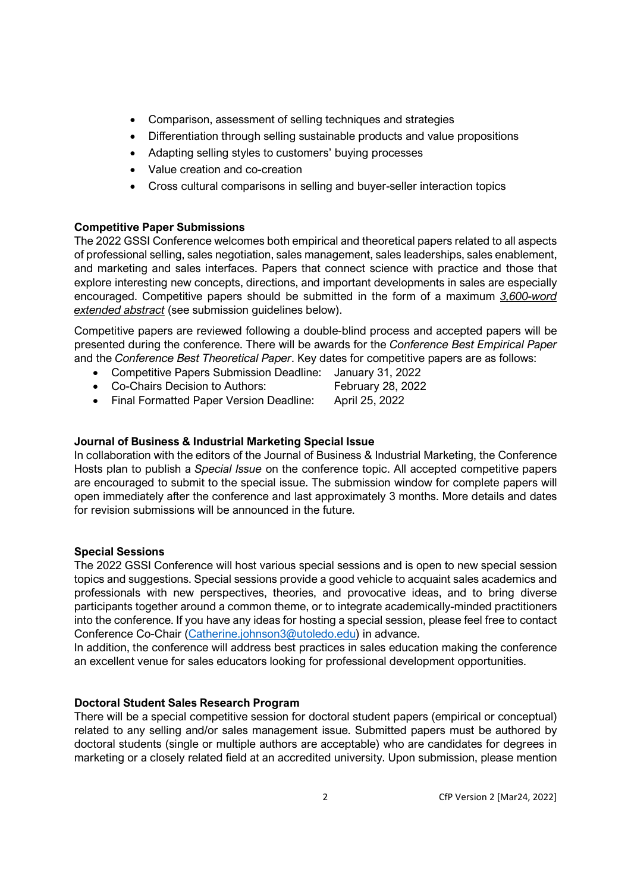- Comparison, assessment of selling techniques and strategies
- Differentiation through selling sustainable products and value propositions
- Adapting selling styles to customers' buying processes
- Value creation and co-creation
- Cross cultural comparisons in selling and buyer-seller interaction topics

**Competitive Paper Submissions**

The 2022 GSSI Conference welcomes both empirical and theoretical papers related to all aspects of professional selling, sales negotiation, sales management, sales leaderships, sales enablement, and marketing and sales interfaces. Papers that connect science with practice and those that explore interesting new concepts, directions, and important developments in sales are especially encouraged. Competitive papers should be submitted in the form of a maximum *3,600-word extended abstract* (see submission guidelines below).

Competitive papers are reviewed following a double-blind process and accepted papers will be presented during the conference. There will be awards for the *Conference Best Empirical Paper* and the *Conference Best Theoretical Paper*. Key dates for competitive papers are as follows:

- Competitive Papers Submission Deadline: January 31, 2022
- Co-Chairs Decision to Authors: February 28, 2022
- Final Formatted Paper Version Deadline: April 25, 2022

**Journal of Business & Industrial Marketing Special Issue**

In collaboration with the editors of the Journal of Business & Industrial Marketing, the Conference Hosts plan to publish a *Special Issue* on the conference topic. All accepted competitive papers are encouraged to submit to the special issue. The submission window for complete papers will open immediately after the conference and last approximately 3 months. More details and dates for revision submissions will be announced in the future.

**Special Sessions**

The 2022 GSSI Conference will host various special sessions and is open to new special session topics and suggestions. Special sessions provide a good vehicle to acquaint sales academics and professionals with new perspectives, theories, and provocative ideas, and to bring diverse participants together around a common theme, or to integrate academically-minded practitioners into the conference. If you have any ideas for hosting a special session, please feel free to contact Conference Co-Chair (Catherine.johnson3@utoledo.edu) in advance.
In addition, the conference will address best practices in sales education making the conference an excellent venue for sales educators looking for professional development opportunities.

**Doctoral Student Sales Research Program**

There will be a special competitive session for doctoral student papers (empirical or conceptual) related to any selling and/or sales management issue. Submitted papers must be authored by doctoral students (single or multiple authors are acceptable) who are candidates for degrees in marketing or a closely related field at an accredited university. Upon submission, please mention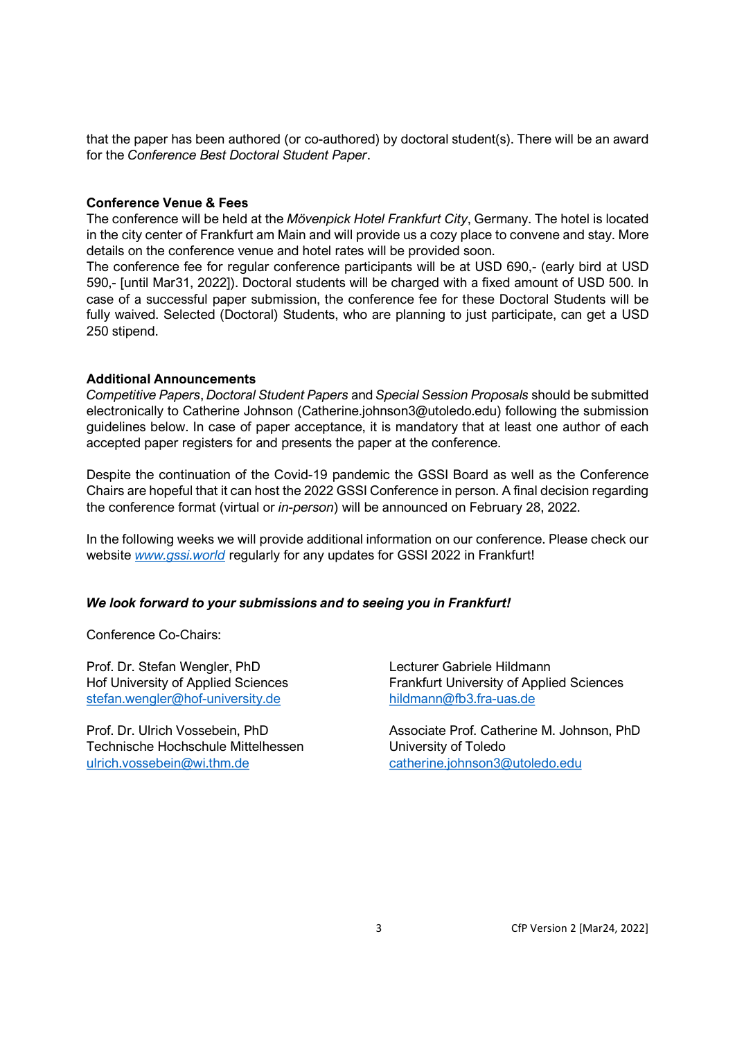that the paper has been authored (or co-authored) by doctoral student(s). There will be an award for the *Conference Best Doctoral Student Paper*.

**Conference Venue & Fees**

The conference will be held at the *Mövenpick Hotel Frankfurt City*, Germany. The hotel is located in the city center of Frankfurt am Main and will provide us a cozy place to convene and stay. More details on the conference venue and hotel rates will be provided soon.

The conference fee for regular conference participants will be at USD 690,- (early bird at USD 590,- [until Mar31, 2022]). Doctoral students will be charged with a fixed amount of USD 500. In case of a successful paper submission, the conference fee for these Doctoral Students will be fully waived. Selected (Doctoral) Students, who are planning to just participate, can get a USD 250 stipend.

**Additional Announcements**

*Competitive Papers*, *Doctoral Student Papers* and *Special Session Proposals* should be submitted electronically to Catherine Johnson (Catherine.johnson3@utoledo.edu) following the submission guidelines below. In case of paper acceptance, it is mandatory that at least one author of each accepted paper registers for and presents the paper at the conference.

Despite the continuation of the Covid-19 pandemic the GSSI Board as well as the Conference Chairs are hopeful that it can host the 2022 GSSI Conference in person. A final decision regarding the conference format (virtual or *in-person*) will be announced on February 28, 2022.

In the following weeks we will provide additional information on our conference. Please check our website [www.gssi.world](www.gssi.world) regularly for any updates for GSSI 2022 in Frankfurt!

***We look forward to your submissions and to seeing you in Frankfurt!***

Conference Co-Chairs:

Prof. Dr. Stefan Wengler, PhD
Hof University of Applied Sciences
stefan.wengler@hof-university.de

Lecturer Gabriele Hildmann
Frankfurt University of Applied Sciences
hildmann@fb3.fra-uas.de

Prof. Dr. Ulrich Vossebein, PhD
Technische Hochschule Mittelhessen
ulrich.vossebein@wi.thm.de

Associate Prof. Catherine M. Johnson, PhD
University of Toledo
catherine.johnson3@utoledo.edu

CfP Version 2 [Mar24, 2022]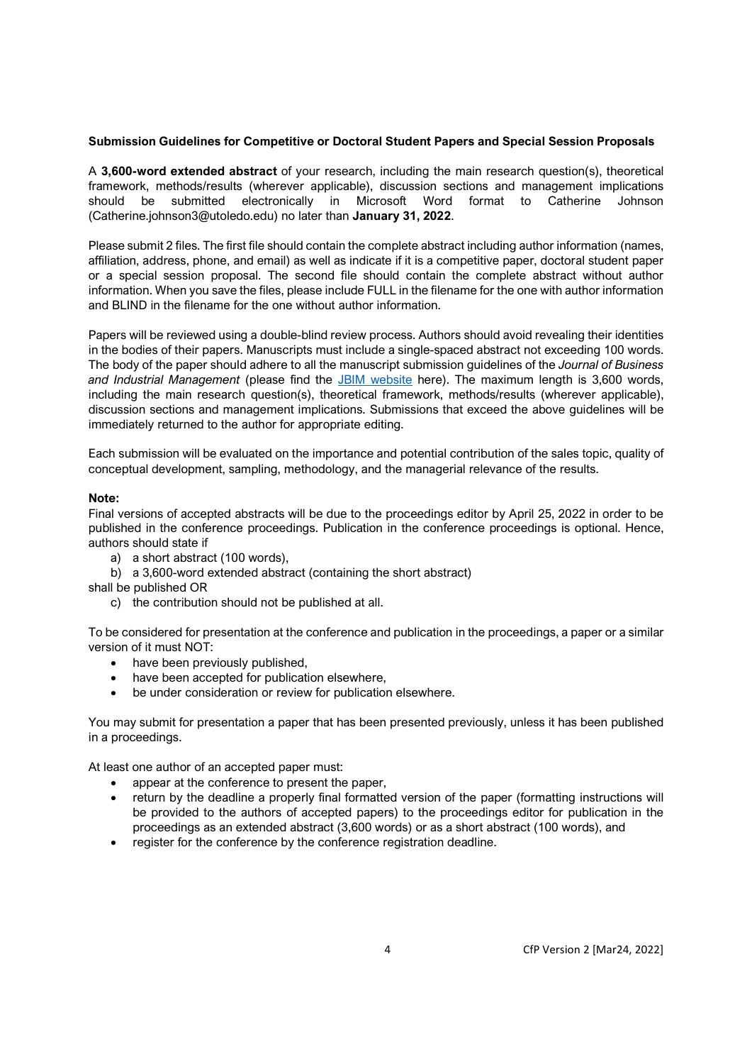**Submission Guidelines for Competitive or Doctoral Student Papers and Special Session Proposals**

A **3,600-word extended abstract** of your research, including the main research question(s), theoretical framework, methods/results (wherever applicable), discussion sections and management implications should be submitted electronically in Microsoft Word format to Catherine Johnson (Catherine.johnson3@utoledo.edu) no later than **January 31, 2022**.

Please submit 2 files. The first file should contain the complete abstract including author information (names, affiliation, address, phone, and email) as well as indicate if it is a competitive paper, doctoral student paper or a special session proposal. The second file should contain the complete abstract without author information. When you save the files, please include FULL in the filename for the one with author information and BLIND in the filename for the one without author information.

Papers will be reviewed using a double-blind review process. Authors should avoid revealing their identities in the bodies of their papers. Manuscripts must include a single-spaced abstract not exceeding 100 words. The body of the paper should adhere to all the manuscript submission guidelines of the *Journal of Business and Industrial Management* (please find the JBIM website here). The maximum length is 3,600 words, including the main research question(s), theoretical framework, methods/results (wherever applicable), discussion sections and management implications. Submissions that exceed the above guidelines will be immediately returned to the author for appropriate editing.

Each submission will be evaluated on the importance and potential contribution of the sales topic, quality of conceptual development, sampling, methodology, and the managerial relevance of the results.

**Note:**

Final versions of accepted abstracts will be due to the proceedings editor by April 25, 2022 in order to be published in the conference proceedings. Publication in the conference proceedings is optional. Hence, authors should state if

a) a short abstract (100 words),
b) a 3,600-word extended abstract (containing the short abstract)

shall be published OR

c) the contribution should not be published at all.

To be considered for presentation at the conference and publication in the proceedings, a paper or a similar version of it must NOT:

- have been previously published,
- have been accepted for publication elsewhere,
- be under consideration or review for publication elsewhere.

You may submit for presentation a paper that has been presented previously, unless it has been published in a proceedings.

At least one author of an accepted paper must:

- appear at the conference to present the paper,
- return by the deadline a properly final formatted version of the paper (formatting instructions will be provided to the authors of accepted papers) to the proceedings editor for publication in the proceedings as an extended abstract (3,600 words) or as a short abstract (100 words), and
- register for the conference by the conference registration deadline.